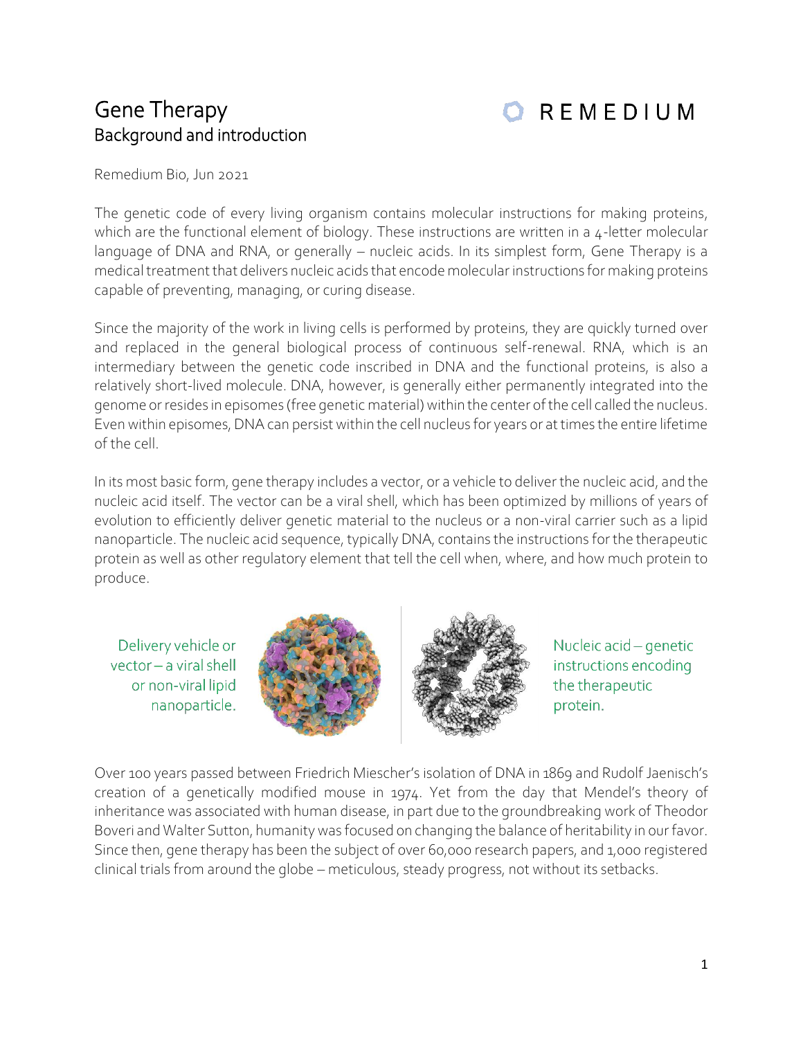# Gene Therapy
## Background and introduction

REMEDIUM

Remedium Bio, Jun 2021

The genetic code of every living organism contains molecular instructions for making proteins, which are the functional element of biology. These instructions are written in a 4-letter molecular language of DNA and RNA, or generally – nucleic acids. In its simplest form, Gene Therapy is a medical treatment that delivers nucleic acids that encode molecular instructions for making proteins capable of preventing, managing, or curing disease.

Since the majority of the work in living cells is performed by proteins, they are quickly turned over and replaced in the general biological process of continuous self-renewal. RNA, which is an intermediary between the genetic code inscribed in DNA and the functional proteins, is also a relatively short-lived molecule. DNA, however, is generally either permanently integrated into the genome or resides in episomes (free genetic material) within the center of the cell called the nucleus. Even within episomes, DNA can persist within the cell nucleus for years or at times the entire lifetime of the cell.

In its most basic form, gene therapy includes a vector, or a vehicle to deliver the nucleic acid, and the nucleic acid itself. The vector can be a viral shell, which has been optimized by millions of years of evolution to efficiently deliver genetic material to the nucleus or a non-viral carrier such as a lipid nanoparticle. The nucleic acid sequence, typically DNA, contains the instructions for the therapeutic protein as well as other regulatory element that tell the cell when, where, and how much protein to produce.

Delivery vehicle or vector – a viral shell or non-viral lipid nanoparticle.

Nucleic acid – genetic instructions encoding the therapeutic protein.

Over 100 years passed between Friedrich Miescher's isolation of DNA in 1869 and Rudolf Jaenisch's creation of a genetically modified mouse in 1974. Yet from the day that Mendel's theory of inheritance was associated with human disease, in part due to the groundbreaking work of Theodor Boveri and Walter Sutton, humanity was focused on changing the balance of heritability in our favor. Since then, gene therapy has been the subject of over 60,000 research papers, and 1,000 registered clinical trials from around the globe – meticulous, steady progress, not without its setbacks.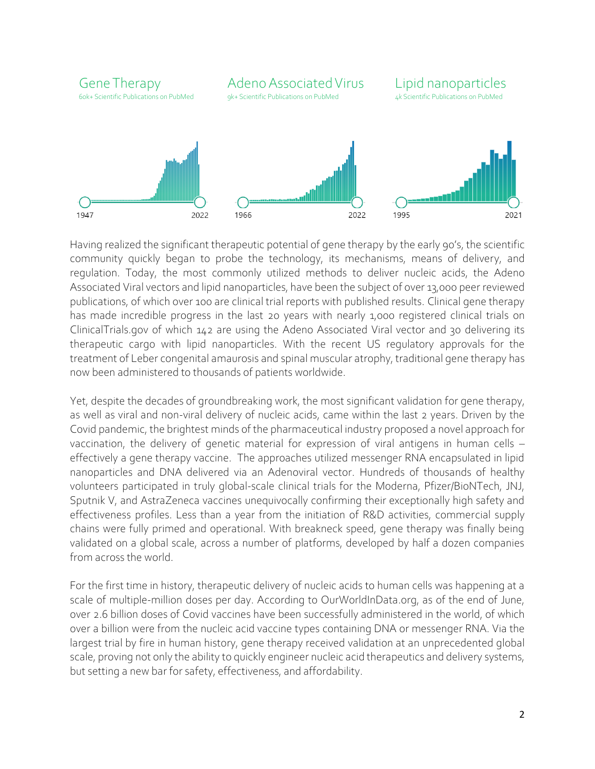Gene Therapy
60k+ Scientific Publications on PubMed

1947 2022

Adeno Associated Virus
9k+ Scientific Publications on PubMed

1966 2022

Lipid nanoparticles
4k Scientific Publications on PubMed

1995 2021

Having realized the significant therapeutic potential of gene therapy by the early 90's, the scientific community quickly began to probe the technology, its mechanisms, means of delivery, and regulation. Today, the most commonly utilized methods to deliver nucleic acids, the Adeno Associated Viral vectors and lipid nanoparticles, have been the subject of over 13,000 peer reviewed publications, of which over 100 are clinical trial reports with published results. Clinical gene therapy has made incredible progress in the last 20 years with nearly 1,000 registered clinical trials on ClinicalTrials.gov of which 142 are using the Adeno Associated Viral vector and 30 delivering its therapeutic cargo with lipid nanoparticles. With the recent US regulatory approvals for the treatment of Leber congenital amaurosis and spinal muscular atrophy, traditional gene therapy has now been administered to thousands of patients worldwide.

Yet, despite the decades of groundbreaking work, the most significant validation for gene therapy, as well as viral and non-viral delivery of nucleic acids, came within the last 2 years. Driven by the Covid pandemic, the brightest minds of the pharmaceutical industry proposed a novel approach for vaccination, the delivery of genetic material for expression of viral antigens in human cells – effectively a gene therapy vaccine. The approaches utilized messenger RNA encapsulated in lipid nanoparticles and DNA delivered via an Adenoviral vector. Hundreds of thousands of healthy volunteers participated in truly global-scale clinical trials for the Moderna, Pfizer/BioNTech, JNJ, Sputnik V, and AstraZeneca vaccines unequivocally confirming their exceptionally high safety and effectiveness profiles. Less than a year from the initiation of R&D activities, commercial supply chains were fully primed and operational. With breakneck speed, gene therapy was finally being validated on a global scale, across a number of platforms, developed by half a dozen companies from across the world.

For the first time in history, therapeutic delivery of nucleic acids to human cells was happening at a scale of multiple-million doses per day. According to OurWorldInData.org, as of the end of June, over 2.6 billion doses of Covid vaccines have been successfully administered in the world, of which over a billion were from the nucleic acid vaccine types containing DNA or messenger RNA. Via the largest trial by fire in human history, gene therapy received validation at an unprecedented global scale, proving not only the ability to quickly engineer nucleic acid therapeutics and delivery systems, but setting a new bar for safety, effectiveness, and affordability.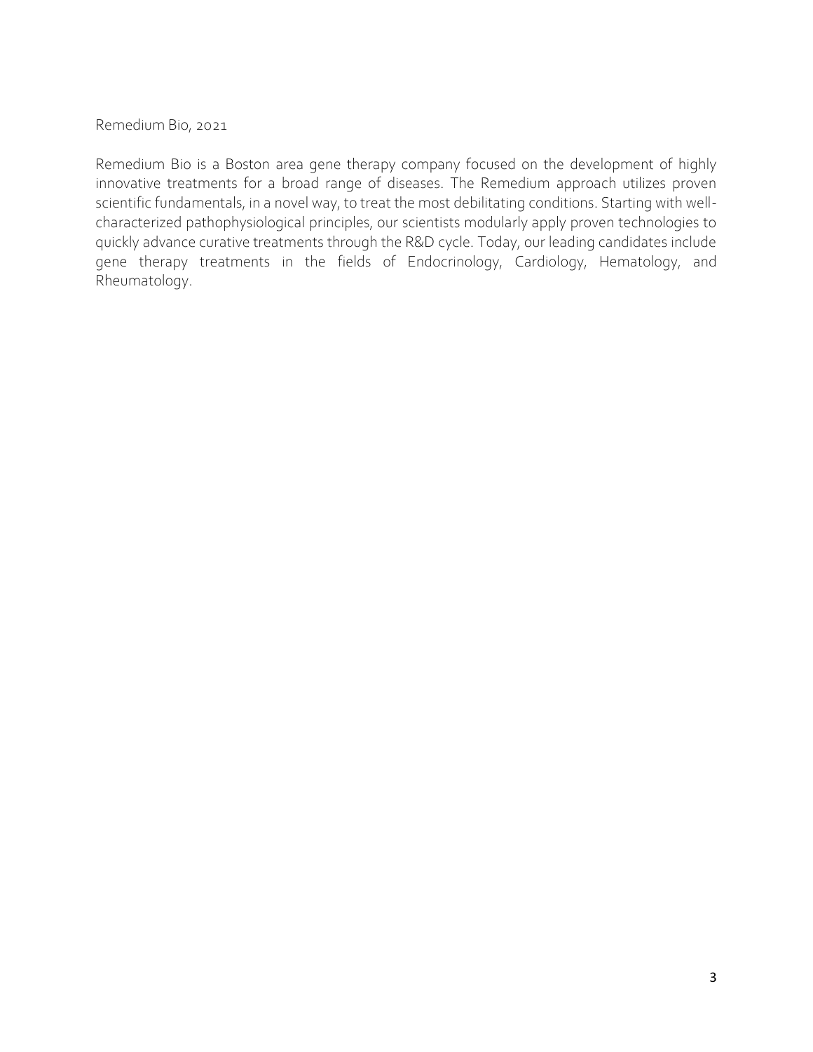Remedium Bio, 2021

Remedium Bio is a Boston area gene therapy company focused on the development of highly innovative treatments for a broad range of diseases. The Remedium approach utilizes proven scientific fundamentals, in a novel way, to treat the most debilitating conditions. Starting with well-characterized pathophysiological principles, our scientists modularly apply proven technologies to quickly advance curative treatments through the R&D cycle. Today, our leading candidates include gene therapy treatments in the fields of Endocrinology, Cardiology, Hematology, and Rheumatology.